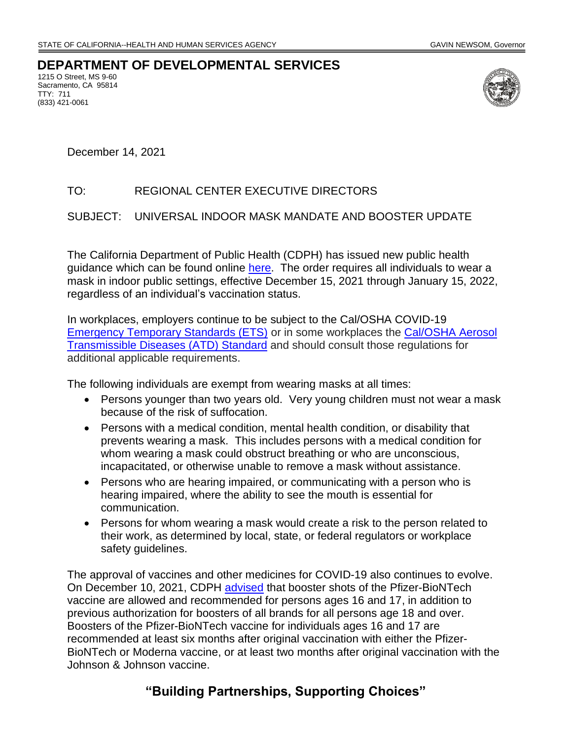STATE OF CALIFORNIA--HEALTH AND HUMAN SERVICES AGENCY GAVIN NEWSOM, Governor

# DEPARTMENT OF DEVELOPMENTAL SERVICES

1215 O Street, MS 9-60
Sacramento, CA 95814
TTY: 711
(833) 421-0061

December 14, 2021

TO: REGIONAL CENTER EXECUTIVE DIRECTORS

SUBJECT: UNIVERSAL INDOOR MASK MANDATE AND BOOSTER UPDATE

The California Department of Public Health (CDPH) has issued new public health guidance which can be found online here. The order requires all individuals to wear a mask in indoor public settings, effective December 15, 2021 through January 15, 2022, regardless of an individual's vaccination status.

In workplaces, employers continue to be subject to the Cal/OSHA COVID-19 Emergency Temporary Standards (ETS) or in some workplaces the Cal/OSHA Aerosol Transmissible Diseases (ATD) Standard and should consult those regulations for additional applicable requirements.

The following individuals are exempt from wearing masks at all times:

- Persons younger than two years old. Very young children must not wear a mask because of the risk of suffocation.
- Persons with a medical condition, mental health condition, or disability that prevents wearing a mask. This includes persons with a medical condition for whom wearing a mask could obstruct breathing or who are unconscious, incapacitated, or otherwise unable to remove a mask without assistance.
- Persons who are hearing impaired, or communicating with a person who is hearing impaired, where the ability to see the mouth is essential for communication.
- Persons for whom wearing a mask would create a risk to the person related to their work, as determined by local, state, or federal regulators or workplace safety guidelines.

The approval of vaccines and other medicines for COVID-19 also continues to evolve. On December 10, 2021, CDPH advised that booster shots of the Pfizer-BioNTech vaccine are allowed and recommended for persons ages 16 and 17, in addition to previous authorization for boosters of all brands for all persons age 18 and over. Boosters of the Pfizer-BioNTech vaccine for individuals ages 16 and 17 are recommended at least six months after original vaccination with either the Pfizer-BioNTech or Moderna vaccine, or at least two months after original vaccination with the Johnson & Johnson vaccine.

**"Building Partnerships, Supporting Choices"**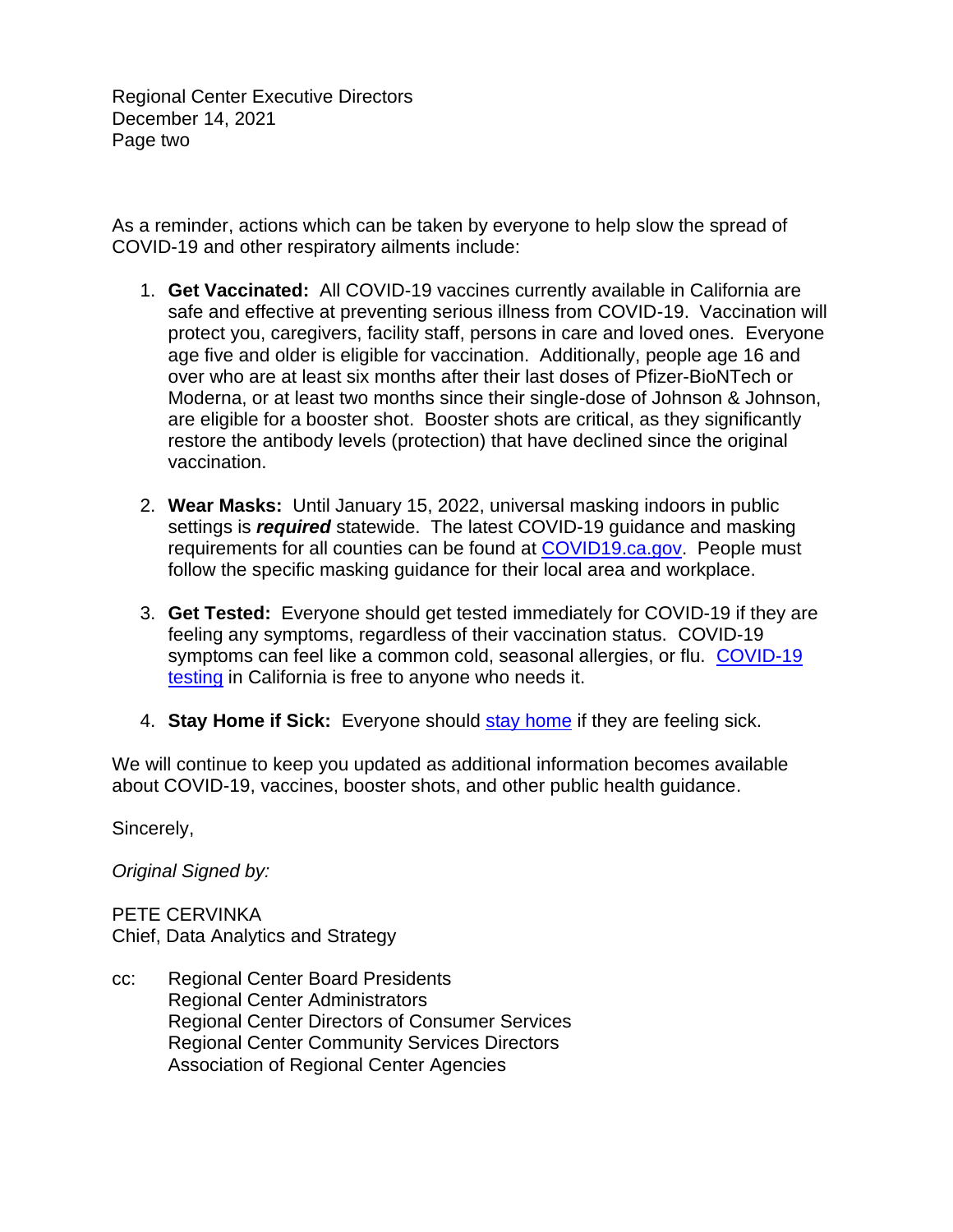As a reminder, actions which can be taken by everyone to help slow the spread of COVID-19 and other respiratory ailments include:

1. **Get Vaccinated:** All COVID-19 vaccines currently available in California are safe and effective at preventing serious illness from COVID-19. Vaccination will protect you, caregivers, facility staff, persons in care and loved ones. Everyone age five and older is eligible for vaccination. Additionally, people age 16 and over who are at least six months after their last doses of Pfizer-BioNTech or Moderna, or at least two months since their single-dose of Johnson & Johnson, are eligible for a booster shot. Booster shots are critical, as they significantly restore the antibody levels (protection) that have declined since the original vaccination.

2. **Wear Masks:** Until January 15, 2022, universal masking indoors in public settings is ***required*** statewide. The latest COVID-19 guidance and masking requirements for all counties can be found at COVID19.ca.gov. People must follow the specific masking guidance for their local area and workplace.

3. **Get Tested:** Everyone should get tested immediately for COVID-19 if they are feeling any symptoms, regardless of their vaccination status. COVID-19 symptoms can feel like a common cold, seasonal allergies, or flu. COVID-19 testing in California is free to anyone who needs it.

4. **Stay Home if Sick:** Everyone should stay home if they are feeling sick.

We will continue to keep you updated as additional information becomes available about COVID-19, vaccines, booster shots, and other public health guidance.

Sincerely,

*Original Signed by:*

PETE CERVINKA
Chief, Data Analytics and Strategy

cc: Regional Center Board Presidents
Regional Center Administrators
Regional Center Directors of Consumer Services
Regional Center Community Services Directors
Association of Regional Center Agencies